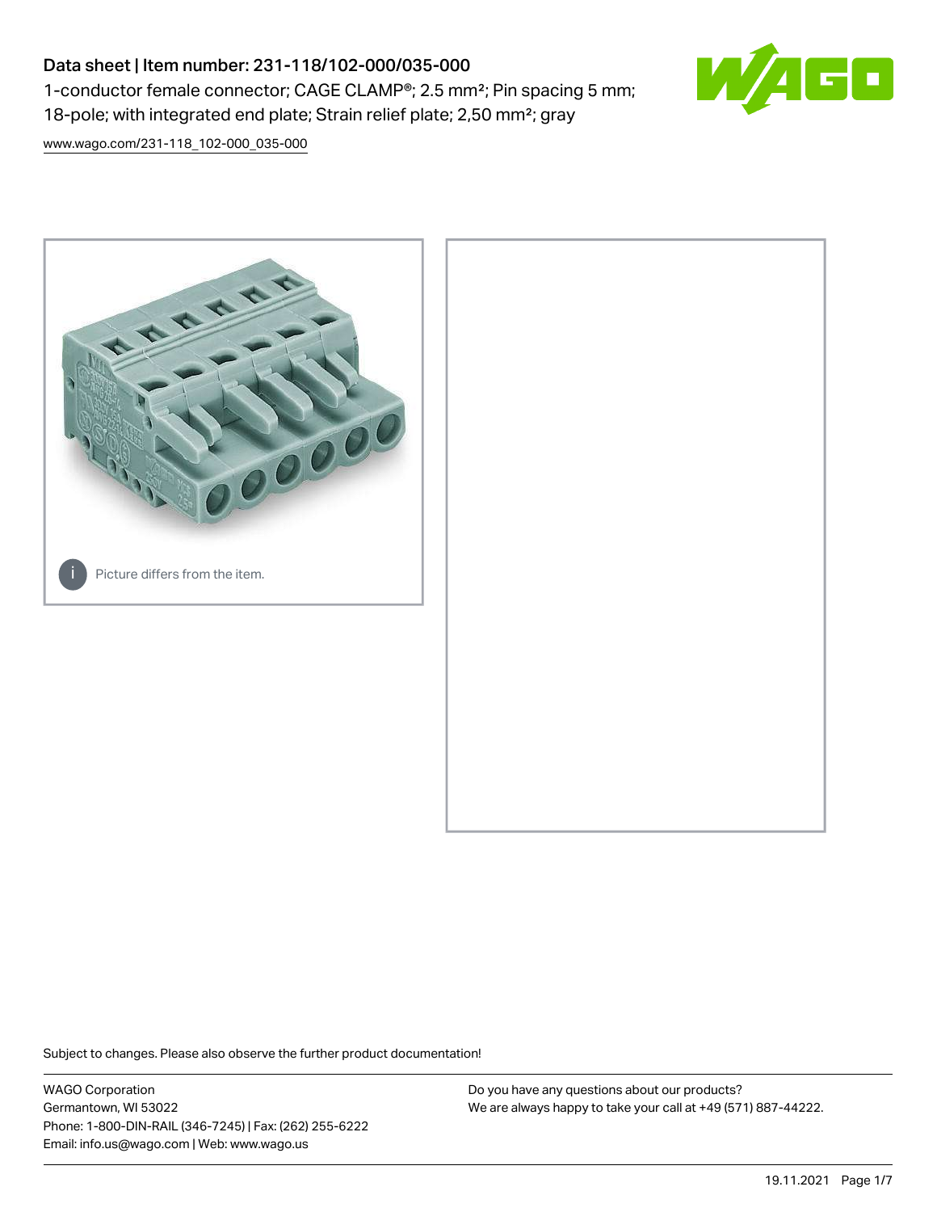# Data sheet | Item number: 231-118/102-000/035-000

1-conductor female connector; CAGE CLAMP®; 2.5 mm²; Pin spacing 5 mm; 18-pole; with integrated end plate; Strain relief plate; 2,50 mm²; gray

www.wago.com/231-118_102-000_035-000

Picture differs from the item.

Subject to changes. Please also observe the further product documentation!

WAGO Corporation
Germantown, WI 53022
Phone: 1-800-DIN-RAIL (346-7245) | Fax: (262) 255-6222
Email: info.us@wago.com | Web: www.wago.us

Do you have any questions about our products?
We are always happy to take your call at +49 (571) 887-44222.

19.11.2021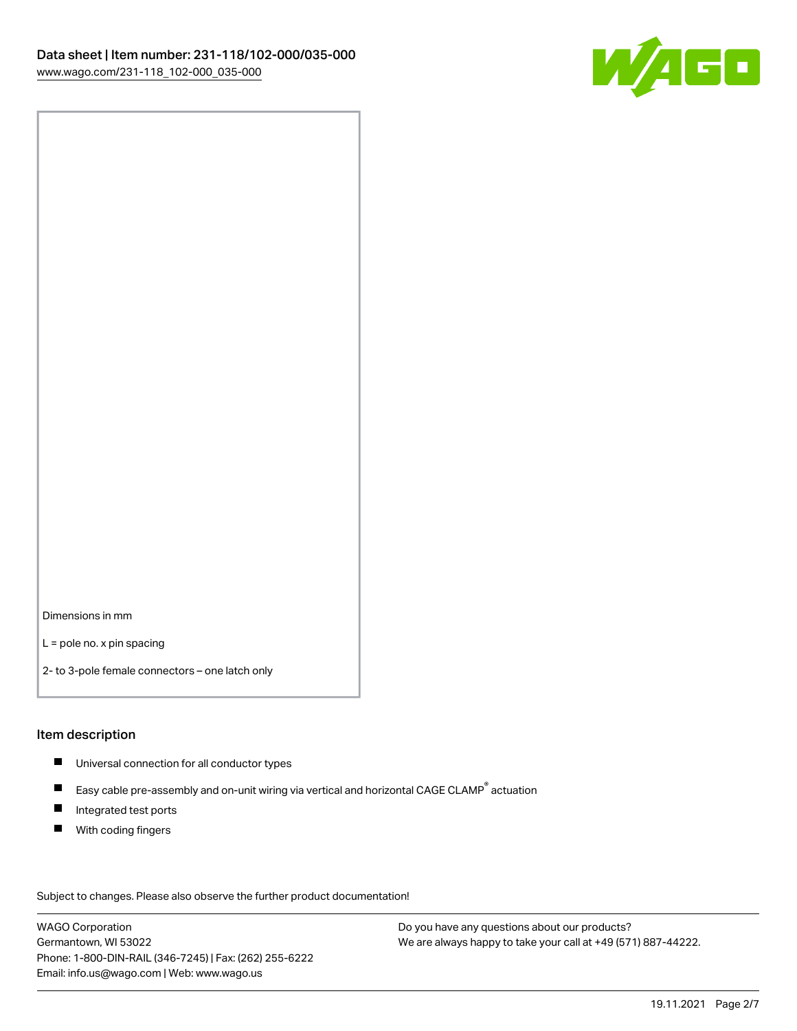Dimensions in mm

L = pole no. x pin spacing

2- to 3-pole female connectors – one latch only

## Item description

- Universal connection for all conductor types
- Easy cable pre-assembly and on-unit wiring via vertical and horizontal CAGE CLAMP® actuation
- Integrated test ports
- With coding fingers

Subject to changes. Please also observe the further product documentation!

WAGO Corporation
Germantown, WI 53022
Phone: 1-800-DIN-RAIL (346-7245) | Fax: (262) 255-6222
Email: info.us@wago.com | Web: www.wago.us

Do you have any questions about our products?
We are always happy to take your call at +49 (571) 887-44222.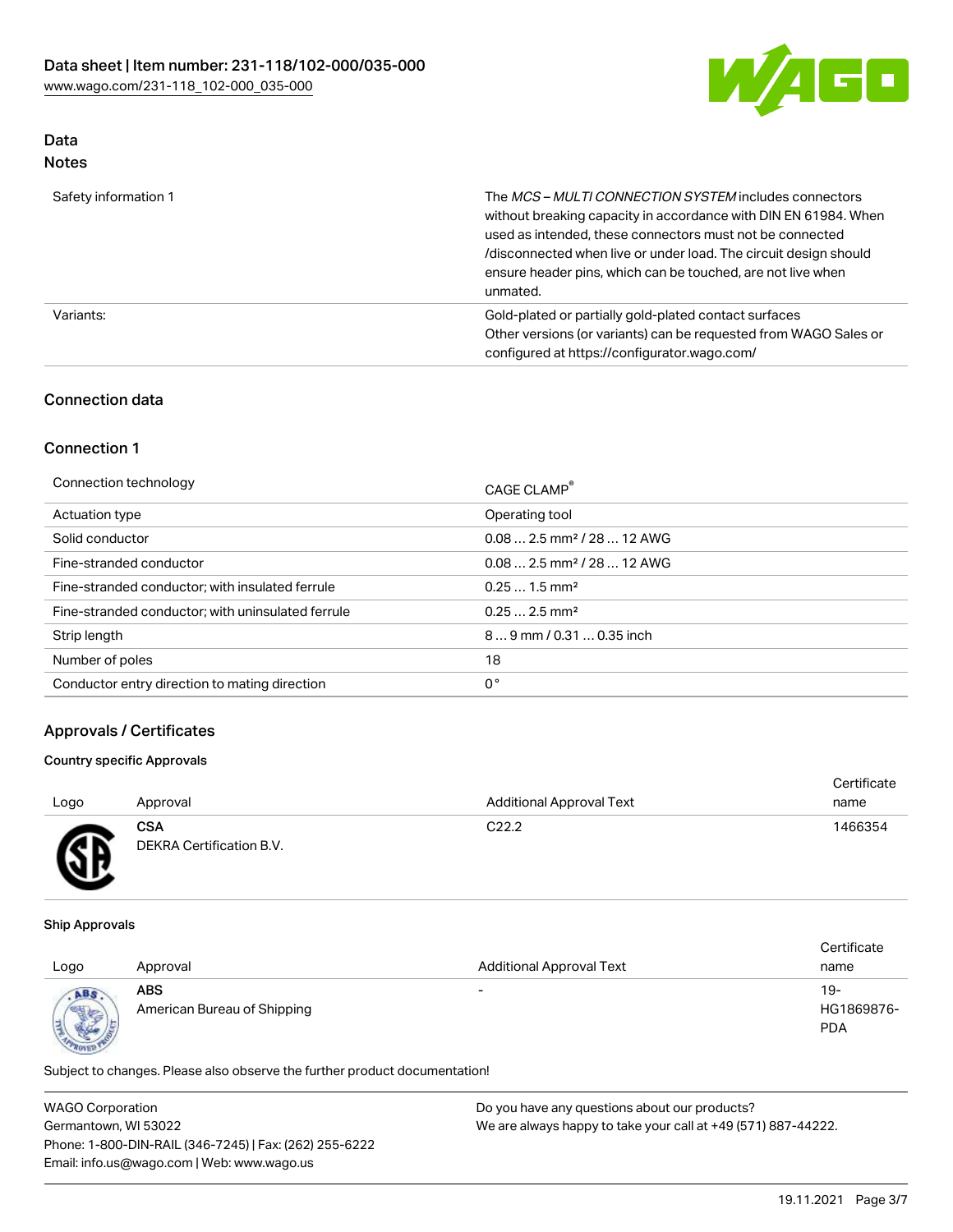## Data

### Notes

| | |
|---|---|
| Safety information 1 | The *MCS – MULTI CONNECTION SYSTEM* includes connectors without breaking capacity in accordance with DIN EN 61984. When used as intended, these connectors must not be connected /disconnected when live or under load. The circuit design should ensure header pins, which can be touched, are not live when unmated. |
| Variants: | Gold-plated or partially gold-plated contact surfaces<br>Other versions (or variants) can be requested from WAGO Sales or configured at https://configurator.wago.com/ |

## Connection data

### Connection 1

| | |
|---|---|
| Connection technology | CAGE CLAMP® |
| Actuation type | Operating tool |
| Solid conductor | 0.08 … 2.5 mm² / 28 … 12 AWG |
| Fine-stranded conductor | 0.08 … 2.5 mm² / 28 … 12 AWG |
| Fine-stranded conductor; with insulated ferrule | 0.25 … 1.5 mm² |
| Fine-stranded conductor; with uninsulated ferrule | 0.25 … 2.5 mm² |
| Strip length | 8 … 9 mm / 0.31 … 0.35 inch |
| Number of poles | 18 |
| Conductor entry direction to mating direction | 0° |

## Approvals / Certificates

### Country specific Approvals

| Logo | Approval | Additional Approval Text | Certificate name |
|---|---|---|---|
| | **CSA**<br>DEKRA Certification B.V. | C22.2 | 1466354 |

### Ship Approvals

| Logo | Approval | Additional Approval Text | Certificate name |
|---|---|---|---|
| | **ABS**<br>American Bureau of Shipping | - | 19-HG1869876-PDA |

Subject to changes. Please also observe the further product documentation!

WAGO Corporation
Germantown, WI 53022
Phone: 1-800-DIN-RAIL (346-7245) | Fax: (262) 255-6222
Email: info.us@wago.com | Web: www.wago.us

Do you have any questions about our products?
We are always happy to take your call at +49 (571) 887-44222.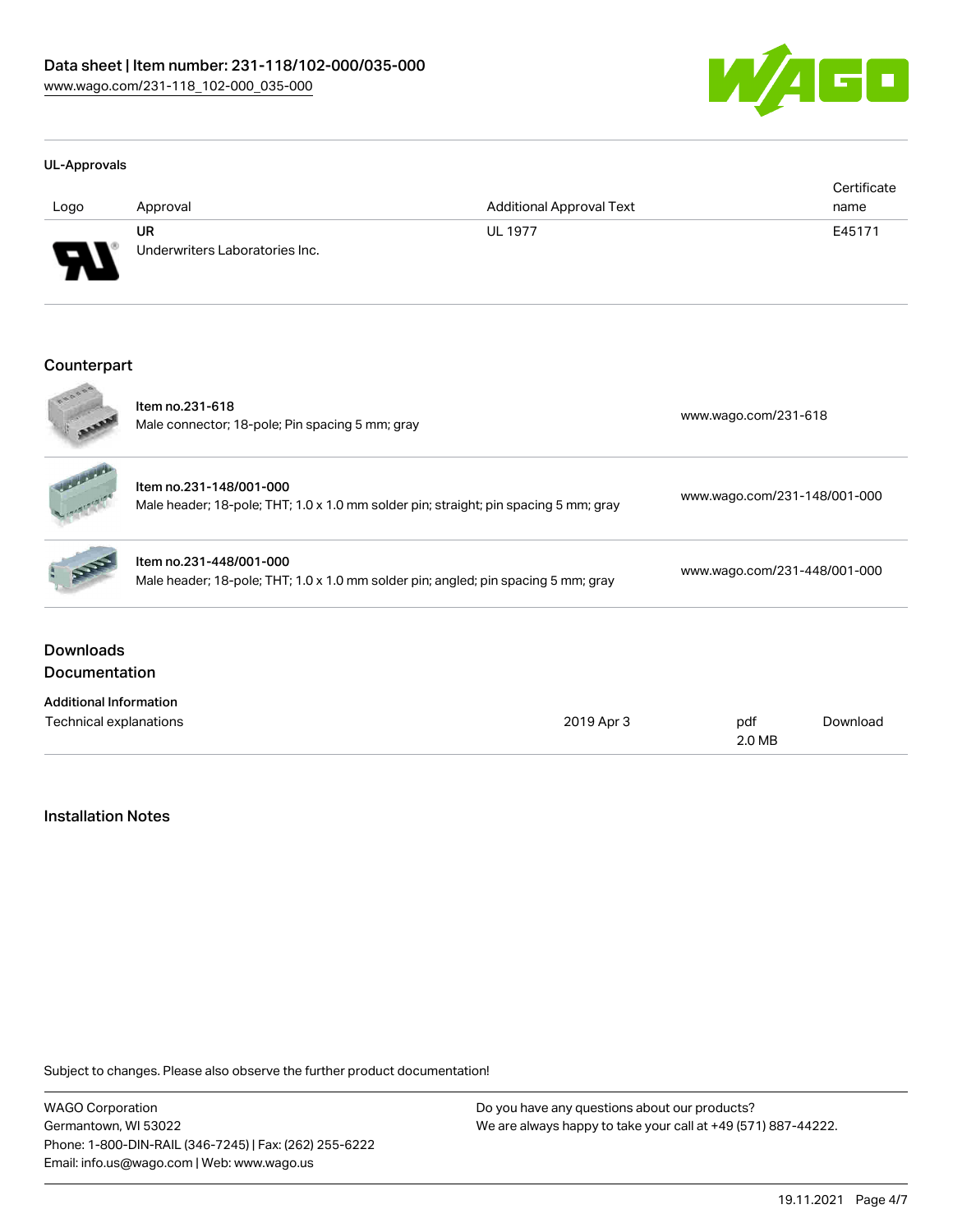### UL-Approvals

| Logo | Approval | Additional Approval Text | Certificate name |
| --- | --- | --- | --- |
| | **UR**<br>Underwriters Laboratories Inc. | UL 1977 | E45171 |

## Counterpart

| | | |
| --- | --- | --- |
| | Item no.231-618<br>Male connector; 18-pole; Pin spacing 5 mm; gray | www.wago.com/231-618 |
| | Item no.231-148/001-000<br>Male header; 18-pole; THT; 1.0 x 1.0 mm solder pin; straight; pin spacing 5 mm; gray | www.wago.com/231-148/001-000 |
| | Item no.231-448/001-000<br>Male header; 18-pole; THT; 1.0 x 1.0 mm solder pin; angled; pin spacing 5 mm; gray | www.wago.com/231-448/001-000 |

## Downloads

## Documentation

**Additional Information**

| | | | |
| --- | --- | --- | --- |
| Technical explanations | 2019 Apr 3 | pdf<br>2.0 MB | Download |

## Installation Notes

Subject to changes. Please also observe the further product documentation!

WAGO Corporation
Germantown, WI 53022
Phone: 1-800-DIN-RAIL (346-7245) | Fax: (262) 255-6222
Email: info.us@wago.com | Web: www.wago.us

Do you have any questions about our products?
We are always happy to take your call at +49 (571) 887-44222.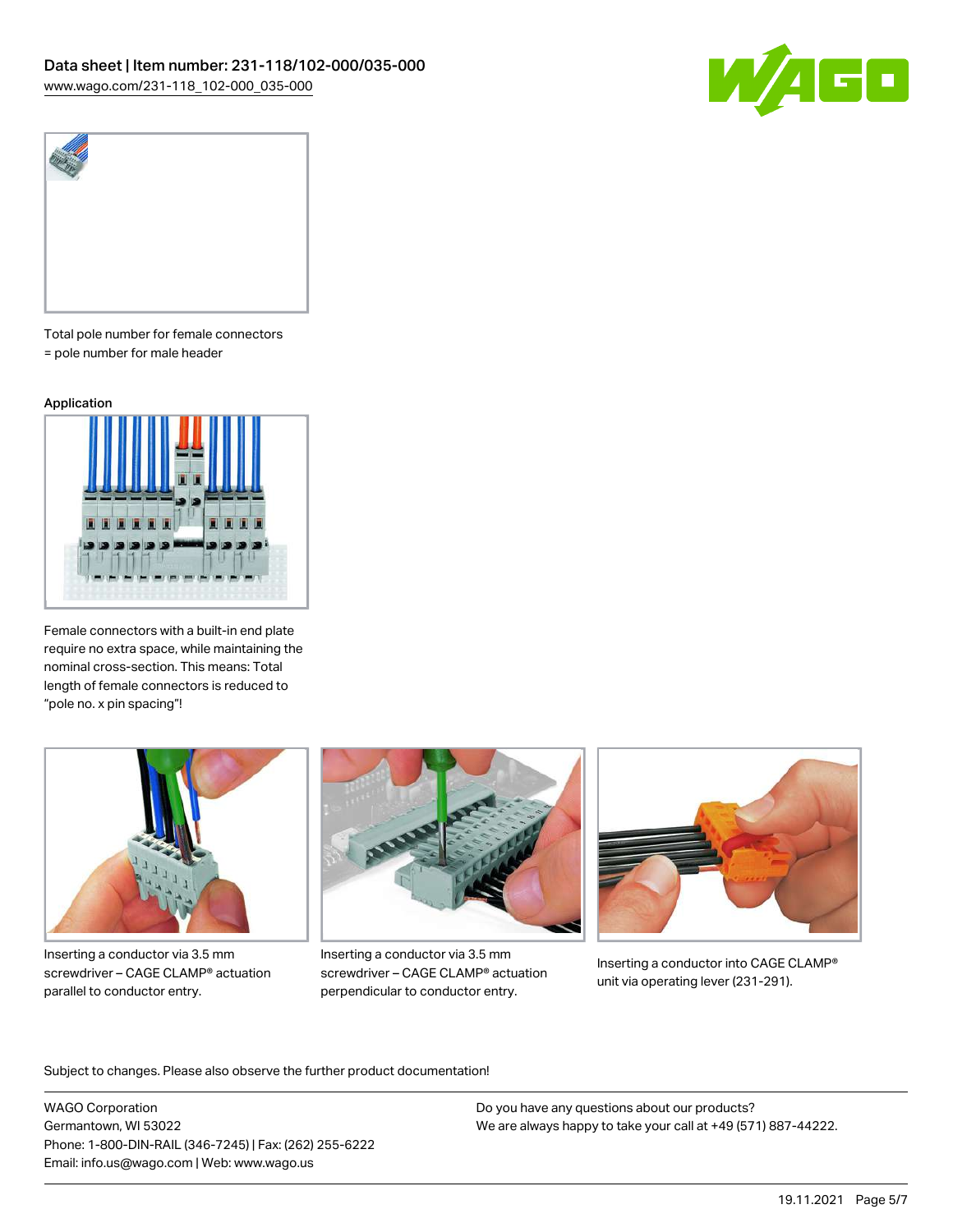Total pole number for female connectors = pole number for male header

Application

Female connectors with a built-in end plate require no extra space, while maintaining the nominal cross-section. This means: Total length of female connectors is reduced to "pole no. x pin spacing"!

Inserting a conductor via 3.5 mm screwdriver – CAGE CLAMP® actuation parallel to conductor entry.

Inserting a conductor via 3.5 mm screwdriver – CAGE CLAMP® actuation perpendicular to conductor entry.

Inserting a conductor into CAGE CLAMP® unit via operating lever (231-291).

Subject to changes. Please also observe the further product documentation!

WAGO Corporation
Germantown, WI 53022
Phone: 1-800-DIN-RAIL (346-7245) | Fax: (262) 255-6222
Email: info.us@wago.com | Web: www.wago.us

Do you have any questions about our products?
We are always happy to take your call at +49 (571) 887-44222.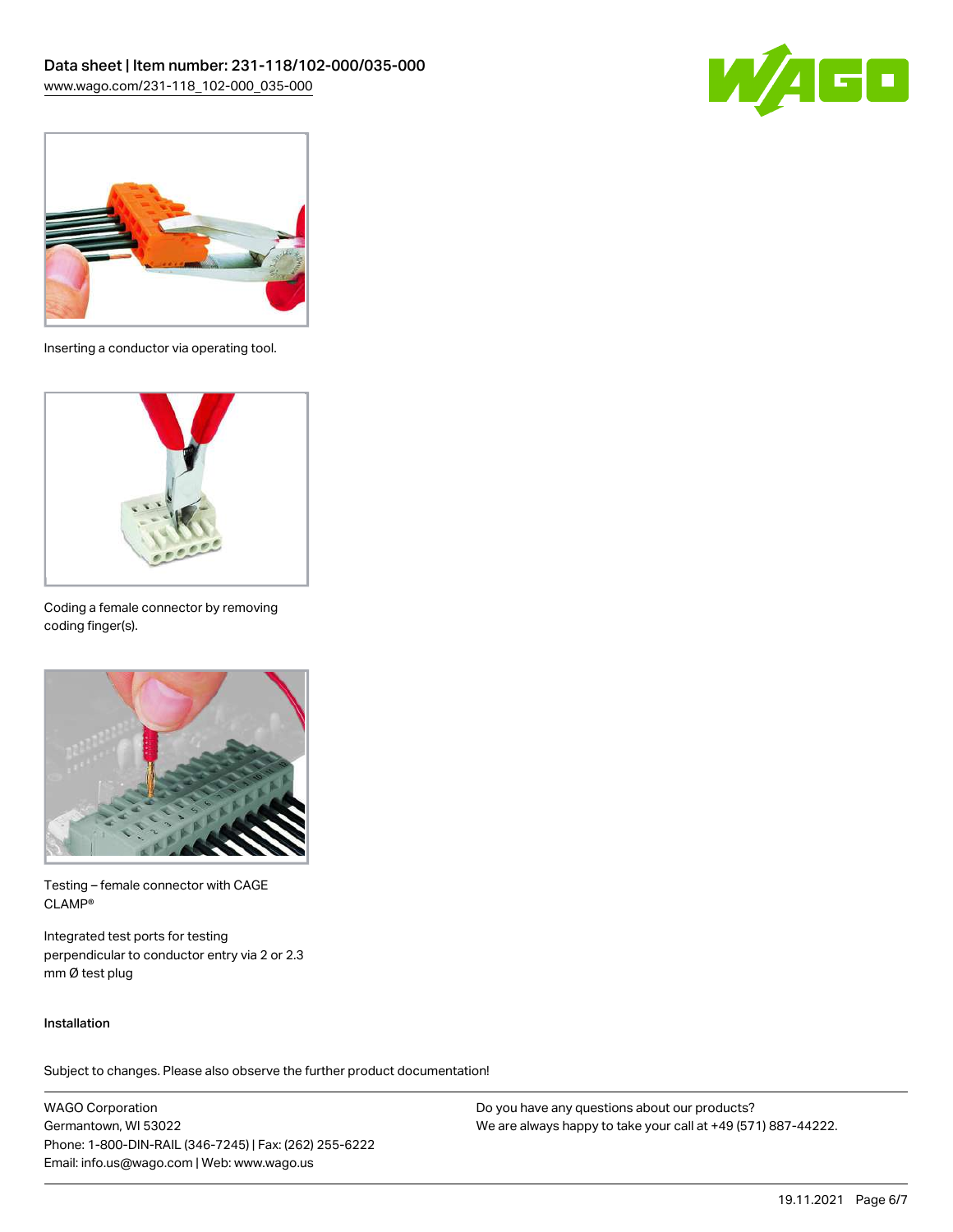Inserting a conductor via operating tool.

Coding a female connector by removing coding finger(s).

Testing – female connector with CAGE CLAMP®

Integrated test ports for testing perpendicular to conductor entry via 2 or 2.3 mm Ø test plug

Installation

Subject to changes. Please also observe the further product documentation!

WAGO Corporation
Germantown, WI 53022
Phone: 1-800-DIN-RAIL (346-7245) | Fax: (262) 255-6222
Email: info.us@wago.com | Web: www.wago.us

Do you have any questions about our products?
We are always happy to take your call at +49 (571) 887-44222.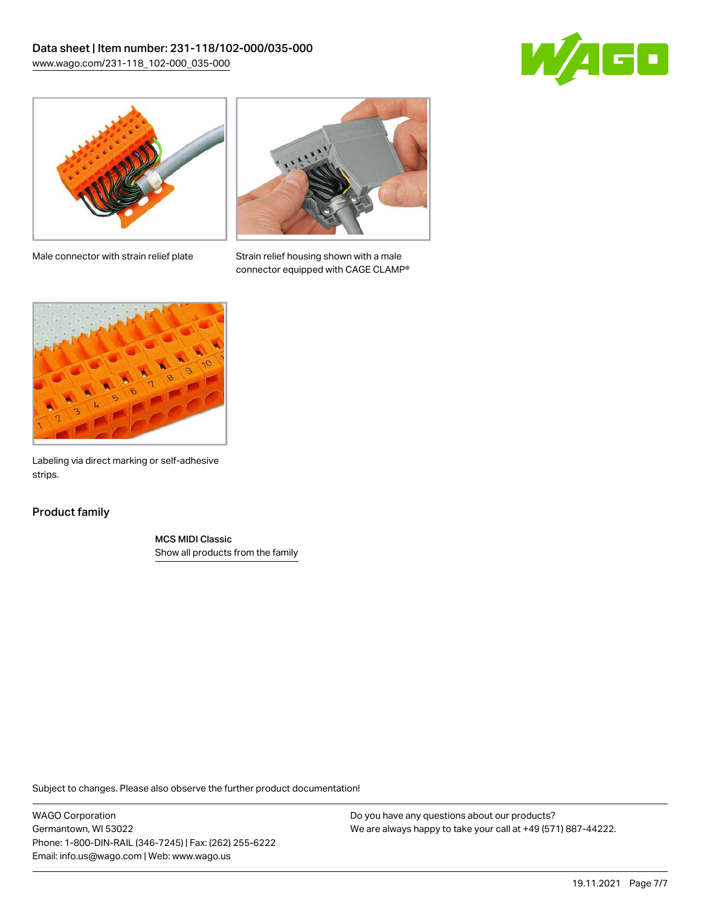Male connector with strain relief plate

Strain relief housing shown with a male connector equipped with CAGE CLAMP®

Labeling via direct marking or self-adhesive strips.

## Product family

**MCS MIDI Classic**
Show all products from the family

Subject to changes. Please also observe the further product documentation!

WAGO Corporation
Germantown, WI 53022
Phone: 1-800-DIN-RAIL (346-7245) | Fax: (262) 255-6222
Email: info.us@wago.com | Web: www.wago.us

Do you have any questions about our products?
We are always happy to take your call at +49 (571) 887-44222.